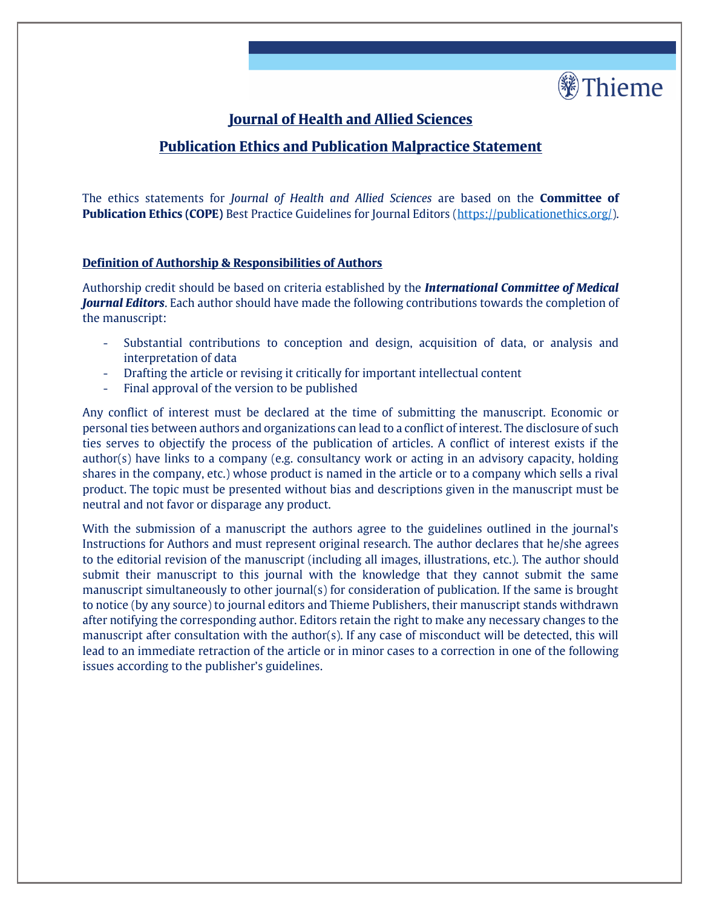# Journal of Health and Allied Sciences

## Publication Ethics and Publication Malpractice Statement

The ethics statements for *Journal of Health and Allied Sciences* are based on the **Committee of Publication Ethics (COPE)** Best Practice Guidelines for Journal Editors (https://publicationethics.org/).

### Definition of Authorship & Responsibilities of Authors

Authorship credit should be based on criteria established by the ***International Committee of Medical Journal Editors***. Each author should have made the following contributions towards the completion of the manuscript:

- Substantial contributions to conception and design, acquisition of data, or analysis and interpretation of data
- Drafting the article or revising it critically for important intellectual content
- Final approval of the version to be published

Any conflict of interest must be declared at the time of submitting the manuscript. Economic or personal ties between authors and organizations can lead to a conflict of interest. The disclosure of such ties serves to objectify the process of the publication of articles. A conflict of interest exists if the author(s) have links to a company (e.g. consultancy work or acting in an advisory capacity, holding shares in the company, etc.) whose product is named in the article or to a company which sells a rival product. The topic must be presented without bias and descriptions given in the manuscript must be neutral and not favor or disparage any product.

With the submission of a manuscript the authors agree to the guidelines outlined in the journal's Instructions for Authors and must represent original research. The author declares that he/she agrees to the editorial revision of the manuscript (including all images, illustrations, etc.). The author should submit their manuscript to this journal with the knowledge that they cannot submit the same manuscript simultaneously to other journal(s) for consideration of publication. If the same is brought to notice (by any source) to journal editors and Thieme Publishers, their manuscript stands withdrawn after notifying the corresponding author. Editors retain the right to make any necessary changes to the manuscript after consultation with the author(s). If any case of misconduct will be detected, this will lead to an immediate retraction of the article or in minor cases to a correction in one of the following issues according to the publisher's guidelines.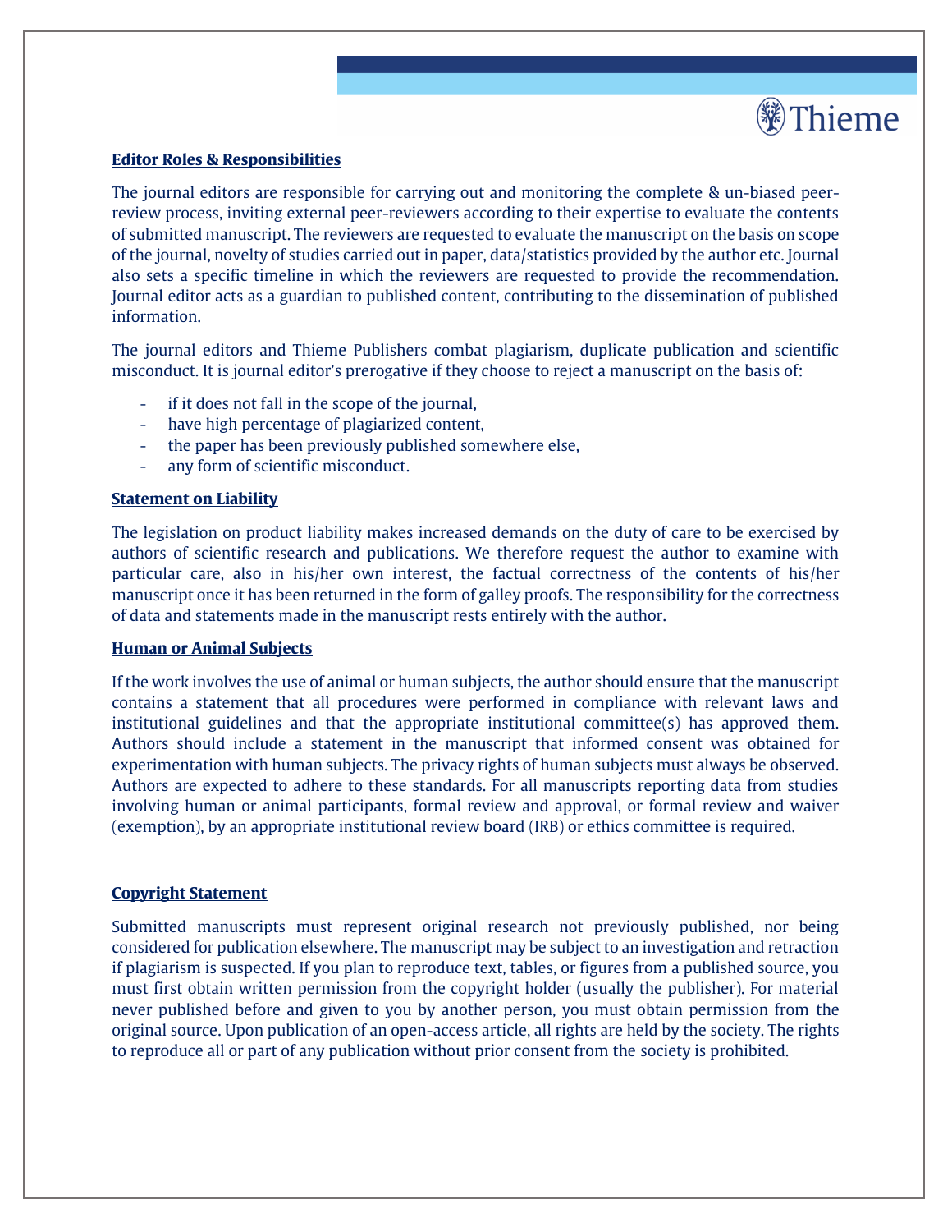## Editor Roles & Responsibilities

The journal editors are responsible for carrying out and monitoring the complete & un-biased peer-review process, inviting external peer-reviewers according to their expertise to evaluate the contents of submitted manuscript. The reviewers are requested to evaluate the manuscript on the basis on scope of the journal, novelty of studies carried out in paper, data/statistics provided by the author etc. Journal also sets a specific timeline in which the reviewers are requested to provide the recommendation. Journal editor acts as a guardian to published content, contributing to the dissemination of published information.

The journal editors and Thieme Publishers combat plagiarism, duplicate publication and scientific misconduct. It is journal editor's prerogative if they choose to reject a manuscript on the basis of:

- if it does not fall in the scope of the journal,
- have high percentage of plagiarized content,
- the paper has been previously published somewhere else,
- any form of scientific misconduct.

## Statement on Liability

The legislation on product liability makes increased demands on the duty of care to be exercised by authors of scientific research and publications. We therefore request the author to examine with particular care, also in his/her own interest, the factual correctness of the contents of his/her manuscript once it has been returned in the form of galley proofs. The responsibility for the correctness of data and statements made in the manuscript rests entirely with the author.

## Human or Animal Subjects

If the work involves the use of animal or human subjects, the author should ensure that the manuscript contains a statement that all procedures were performed in compliance with relevant laws and institutional guidelines and that the appropriate institutional committee(s) has approved them. Authors should include a statement in the manuscript that informed consent was obtained for experimentation with human subjects. The privacy rights of human subjects must always be observed. Authors are expected to adhere to these standards. For all manuscripts reporting data from studies involving human or animal participants, formal review and approval, or formal review and waiver (exemption), by an appropriate institutional review board (IRB) or ethics committee is required.

## Copyright Statement

Submitted manuscripts must represent original research not previously published, nor being considered for publication elsewhere. The manuscript may be subject to an investigation and retraction if plagiarism is suspected. If you plan to reproduce text, tables, or figures from a published source, you must first obtain written permission from the copyright holder (usually the publisher). For material never published before and given to you by another person, you must obtain permission from the original source. Upon publication of an open-access article, all rights are held by the society. The rights to reproduce all or part of any publication without prior consent from the society is prohibited.